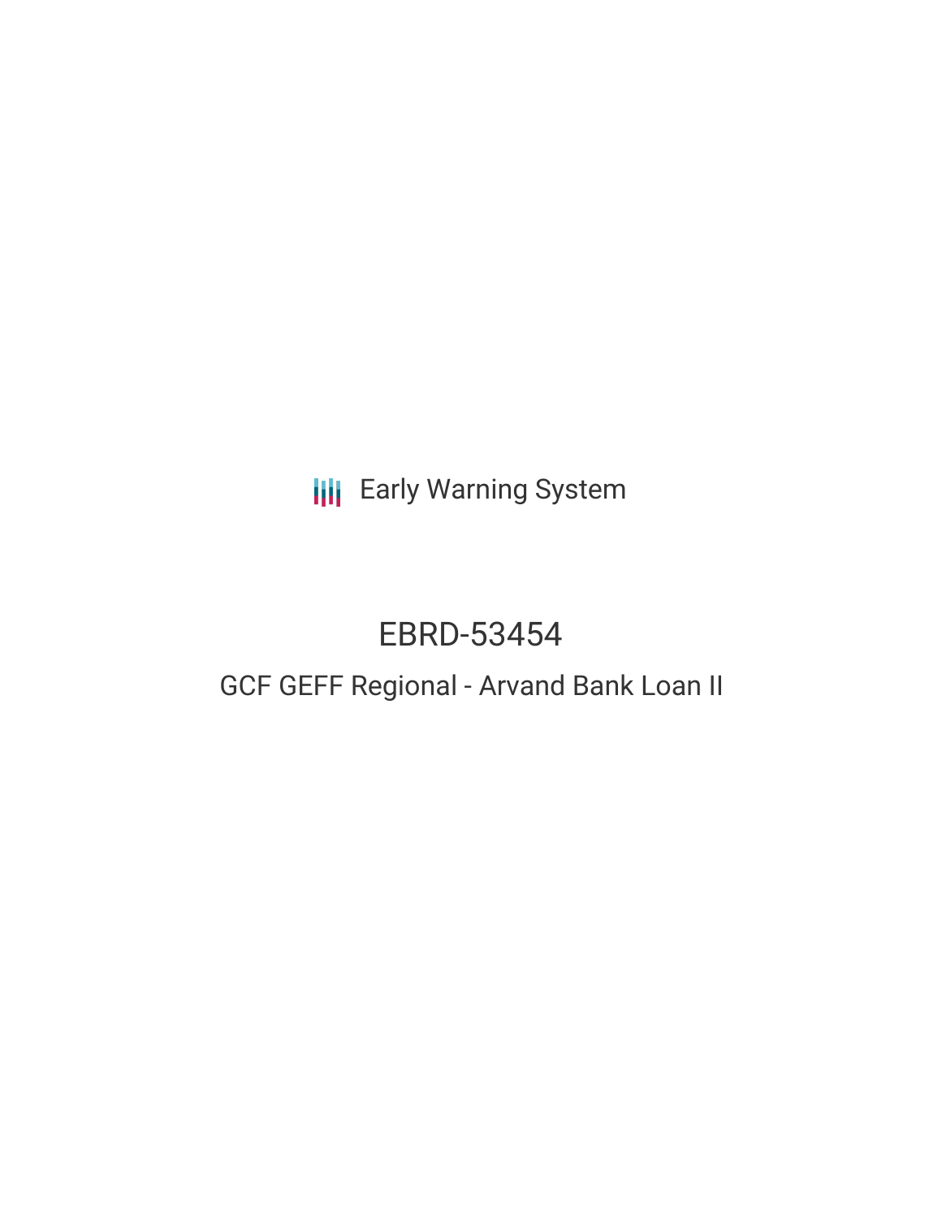Early Warning System

# EBRD-53454

## GCF GEFF Regional - Arvand Bank Loan II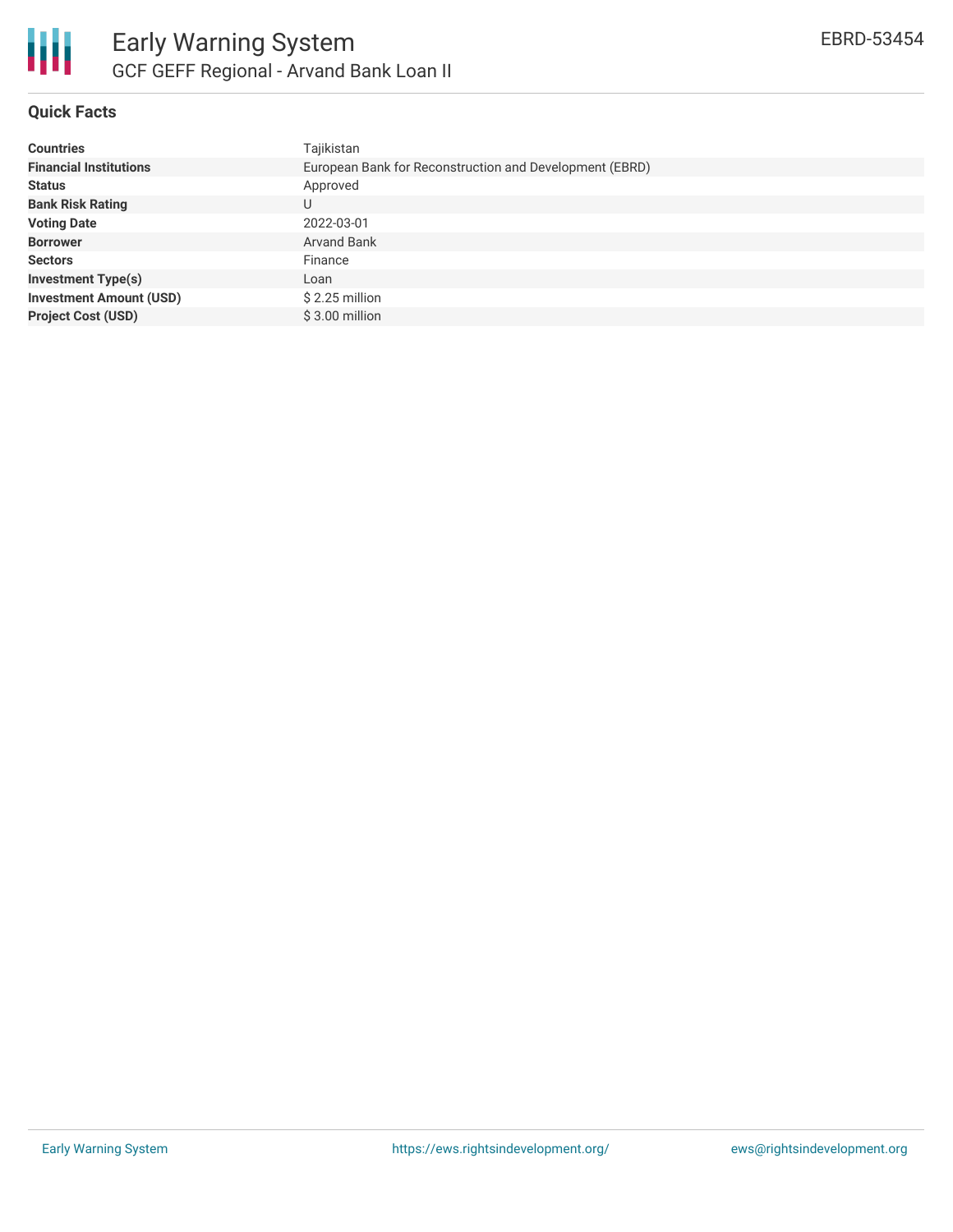# Early Warning System

## GCF GEFF Regional - Arvand Bank Loan II

EBRD-53454

### Quick Facts

| | |
|---|---|
| **Countries** | Tajikistan |
| **Financial Institutions** | European Bank for Reconstruction and Development (EBRD) |
| **Status** | Approved |
| **Bank Risk Rating** | U |
| **Voting Date** | 2022-03-01 |
| **Borrower** | Arvand Bank |
| **Sectors** | Finance |
| **Investment Type(s)** | Loan |
| **Investment Amount (USD)** | $ 2.25 million |
| **Project Cost (USD)** | $ 3.00 million |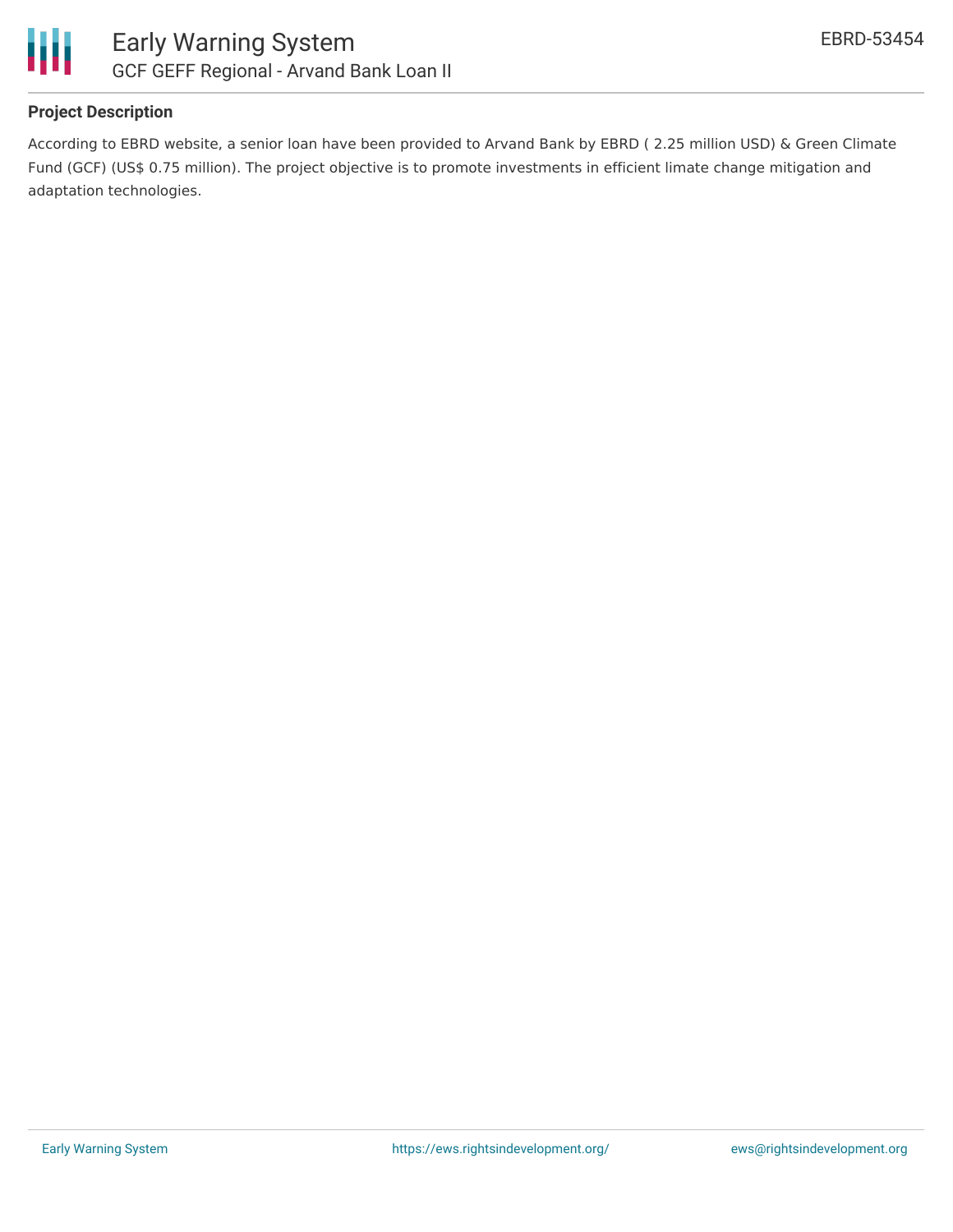## Project Description

According to EBRD website, a senior loan have been provided to Arvand Bank by EBRD ( 2.25 million USD) & Green Climate Fund (GCF) (US$ 0.75 million). The project objective is to promote investments in efficient limate change mitigation and adaptation technologies.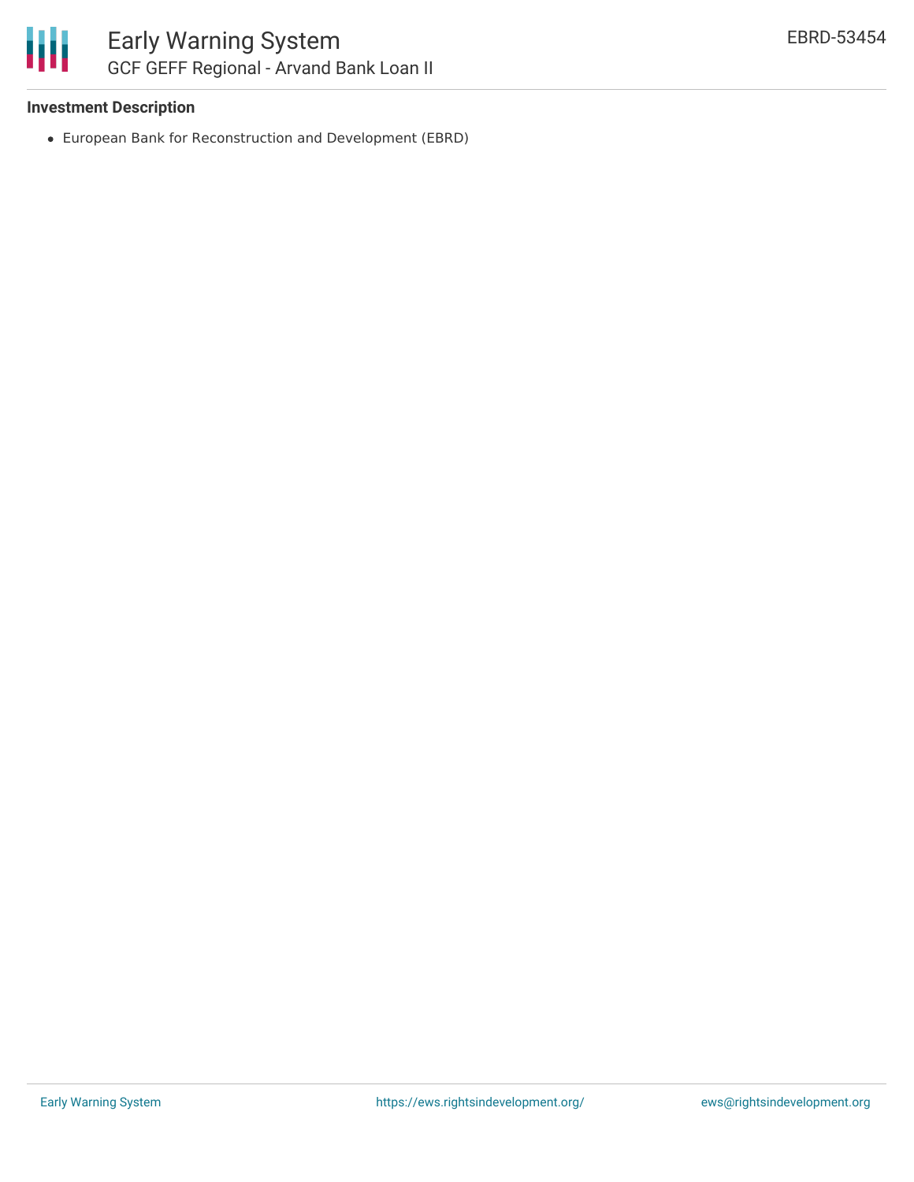### Investment Description

- European Bank for Reconstruction and Development (EBRD)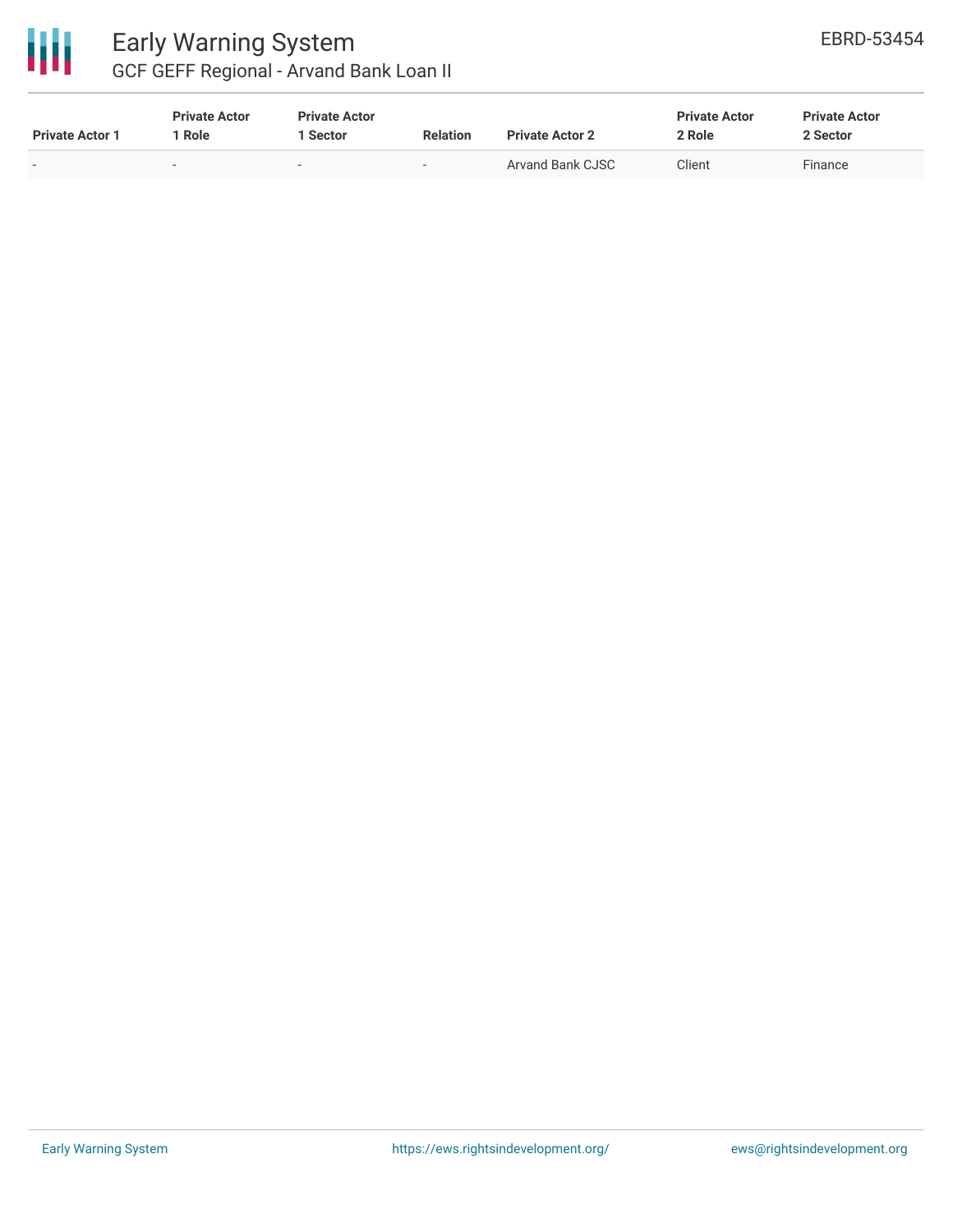| Private Actor 1 | Private Actor 1 Role | Private Actor 1 Sector | Relation | Private Actor 2 | Private Actor 2 Role | Private Actor 2 Sector |
|---|---|---|---|---|---|---|
| - | - | - | - | Arvand Bank CJSC | Client | Finance |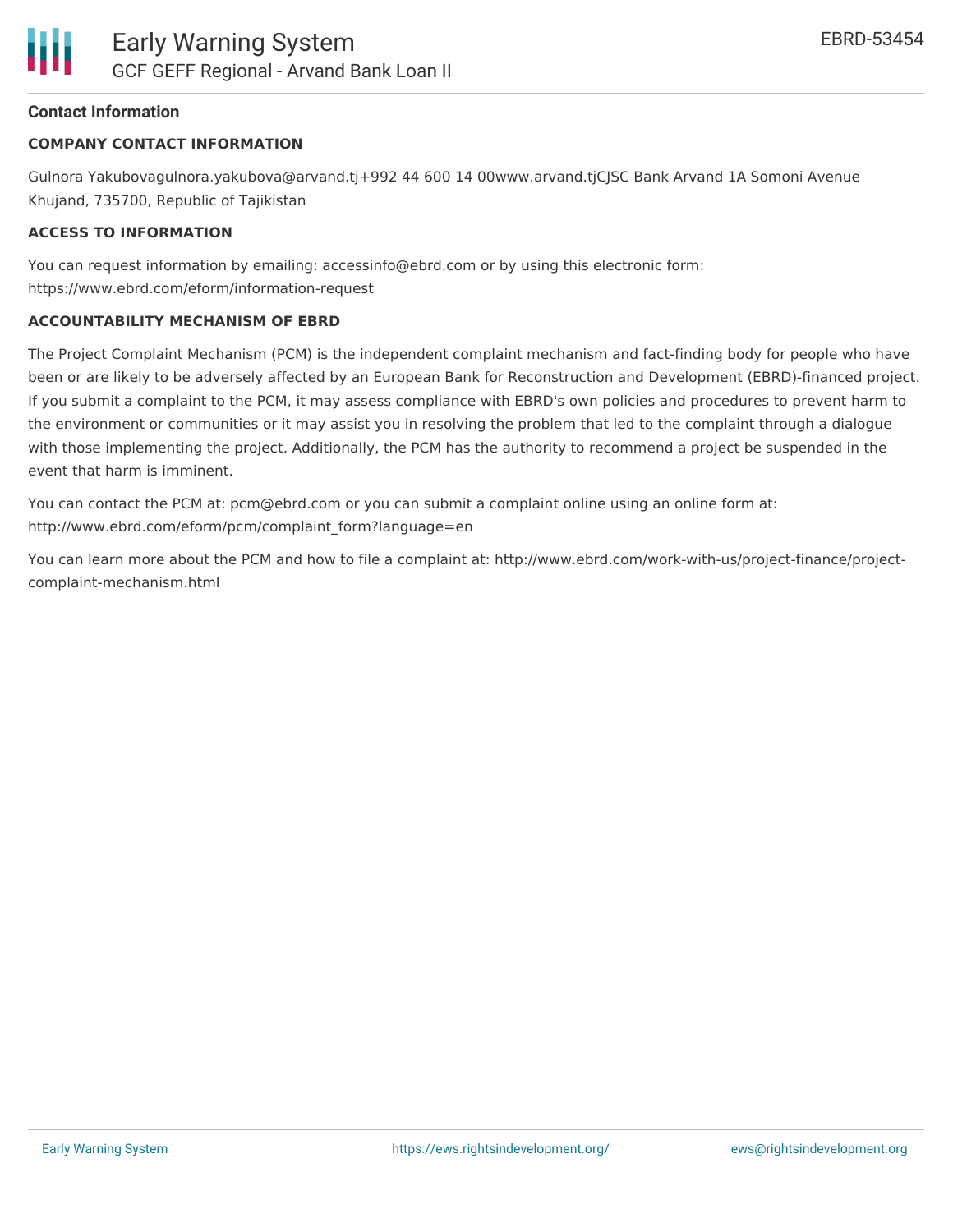## Contact Information

### COMPANY CONTACT INFORMATION

Gulnora Yakubovagulnora.yakubova@arvand.tj+992 44 600 14 00www.arvand.tjCJSC Bank Arvand 1A Somoni Avenue Khujand, 735700, Republic of Tajikistan

### ACCESS TO INFORMATION

You can request information by emailing: accessinfo@ebrd.com or by using this electronic form: https://www.ebrd.com/eform/information-request

### ACCOUNTABILITY MECHANISM OF EBRD

The Project Complaint Mechanism (PCM) is the independent complaint mechanism and fact-finding body for people who have been or are likely to be adversely affected by an European Bank for Reconstruction and Development (EBRD)-financed project. If you submit a complaint to the PCM, it may assess compliance with EBRD's own policies and procedures to prevent harm to the environment or communities or it may assist you in resolving the problem that led to the complaint through a dialogue with those implementing the project. Additionally, the PCM has the authority to recommend a project be suspended in the event that harm is imminent.

You can contact the PCM at: pcm@ebrd.com or you can submit a complaint online using an online form at: http://www.ebrd.com/eform/pcm/complaint_form?language=en

You can learn more about the PCM and how to file a complaint at: http://www.ebrd.com/work-with-us/project-finance/project-complaint-mechanism.html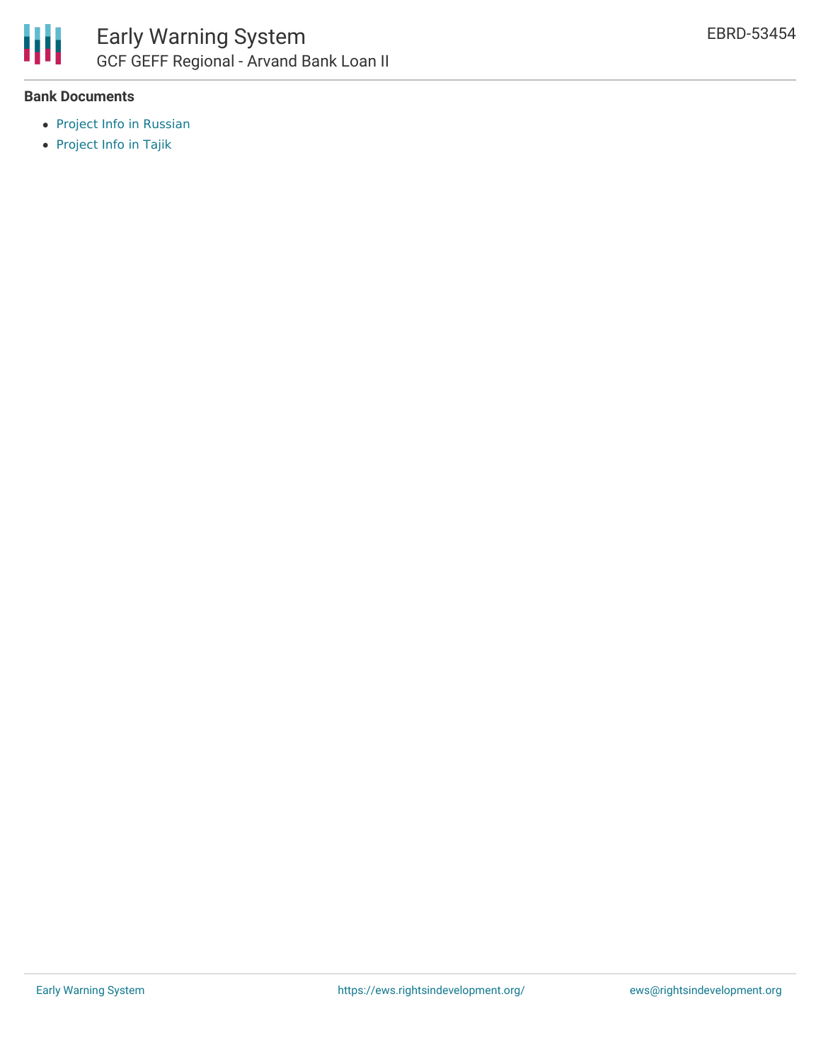**Bank Documents**

- Project Info in Russian
- Project Info in Tajik